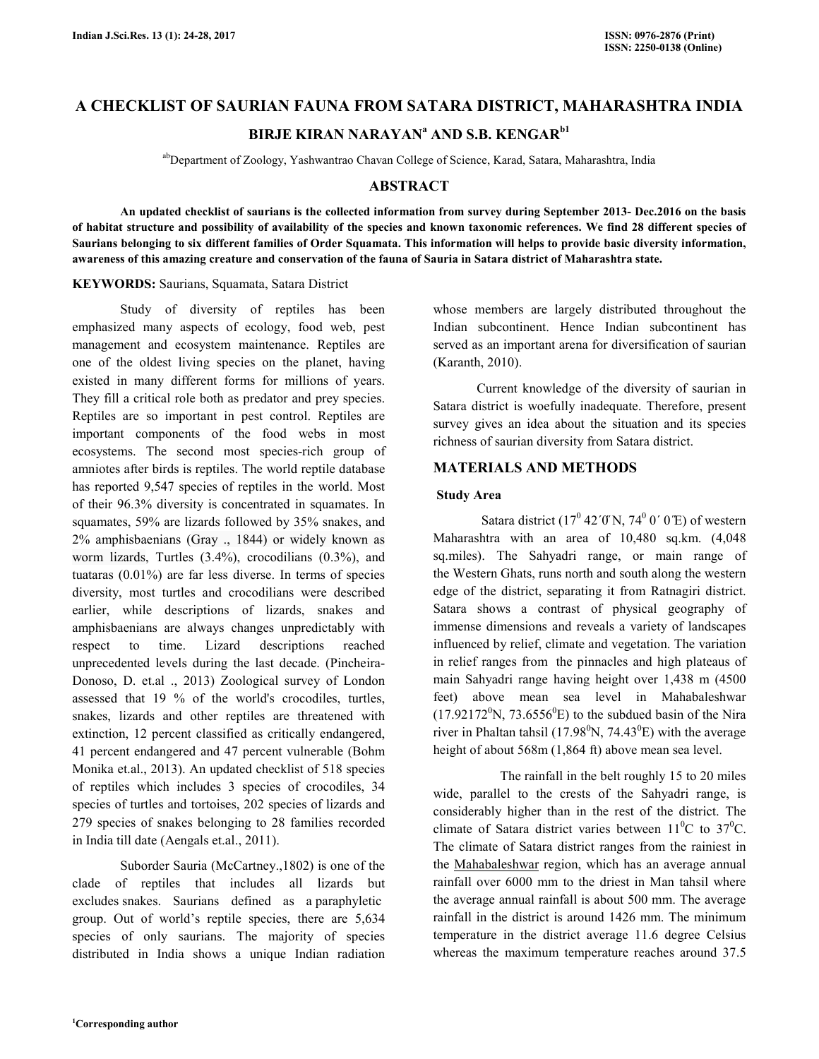# A CHECKLIST OF SAURIAN FAUNA FROM SATARA DISTRICT, MAHARASHTRA INDIA

**BIRJE KIRAN NARAYAN[a] AND S.B. KENGAR[b1]**

[ab]Department of Zoology, Yashwantrao Chavan College of Science, Karad, Satara, Maharashtra, India

## ABSTRACT

**An updated checklist of saurians is the collected information from survey during September 2013- Dec.2016 on the basis of habitat structure and possibility of availability of the species and known taxonomic references. We find 28 different species of Saurians belonging to six different families of Order Squamata. This information will helps to provide basic diversity information, awareness of this amazing creature and conservation of the fauna of Sauria in Satara district of Maharashtra state.**

**KEYWORDS:** Saurians, Squamata, Satara District

Study of diversity of reptiles has been emphasized many aspects of ecology, food web, pest management and ecosystem maintenance. Reptiles are one of the oldest living species on the planet, having existed in many different forms for millions of years. They fill a critical role both as predator and prey species. Reptiles are so important in pest control. Reptiles are important components of the food webs in most ecosystems. The second most species-rich group of amniotes after birds is reptiles. The world reptile database has reported 9,547 species of reptiles in the world. Most of their 96.3% diversity is concentrated in squamates. In squamates, 59% are lizards followed by 35% snakes, and 2% amphisbaenians (Gray ., 1844) or widely known as worm lizards, Turtles (3.4%), crocodilians (0.3%), and tuataras (0.01%) are far less diverse. In terms of species diversity, most turtles and crocodilians were described earlier, while descriptions of lizards, snakes and amphisbaenians are always changes unpredictably with respect to time. Lizard descriptions reached unprecedented levels during the last decade. (Pincheira-Donoso, D. et.al ., 2013) Zoological survey of London assessed that 19 % of the world's crocodiles, turtles, snakes, lizards and other reptiles are threatened with extinction, 12 percent classified as critically endangered, 41 percent endangered and 47 percent vulnerable (Bohm Monika et.al., 2013). An updated checklist of 518 species of reptiles which includes 3 species of crocodiles, 34 species of turtles and tortoises, 202 species of lizards and 279 species of snakes belonging to 28 families recorded in India till date (Aengals et.al., 2011).

Suborder Sauria (McCartney.,1802) is one of the clade of reptiles that includes all lizards but excludes snakes. Saurians defined as a paraphyletic group. Out of world's reptile species, there are 5,634 species of only saurians. The majority of species distributed in India shows a unique Indian radiation whose members are largely distributed throughout the Indian subcontinent. Hence Indian subcontinent has served as an important arena for diversification of saurian (Karanth, 2010).

Current knowledge of the diversity of saurian in Satara district is woefully inadequate. Therefore, present survey gives an idea about the situation and its species richness of saurian diversity from Satara district.

## MATERIALS AND METHODS

### Study Area

Satara district ($17^0$ 42´0´N, $74^0$ 0´ 0´E) of western Maharashtra with an area of 10,480 sq.km. (4,048 sq.miles). The Sahyadri range, or main range of the Western Ghats, runs north and south along the western edge of the district, separating it from Ratnagiri district. Satara shows a contrast of physical geography of immense dimensions and reveals a variety of landscapes influenced by relief, climate and vegetation. The variation in relief ranges from the pinnacles and high plateaus of main Sahyadri range having height over 1,438 m (4500 feet) above mean sea level in Mahabaleshwar ($17.92172^0$N, $73.6556^0$E) to the subdued basin of the Nira river in Phaltan tahsil ($17.98^0$N, $74.43^0$E) with the average height of about 568m (1,864 ft) above mean sea level.

The rainfall in the belt roughly 15 to 20 miles wide, parallel to the crests of the Sahyadri range, is considerably higher than in the rest of the district. The climate of Satara district varies between $11^0$C to $37^0$C. The climate of Satara district ranges from the rainiest in the Mahabaleshwar region, which has an average annual rainfall over 6000 mm to the driest in Man tahsil where the average annual rainfall is about 500 mm. The average rainfall in the district is around 1426 mm. The minimum temperature in the district average 11.6 degree Celsius whereas the maximum temperature reaches around 37.5

[1]Corresponding author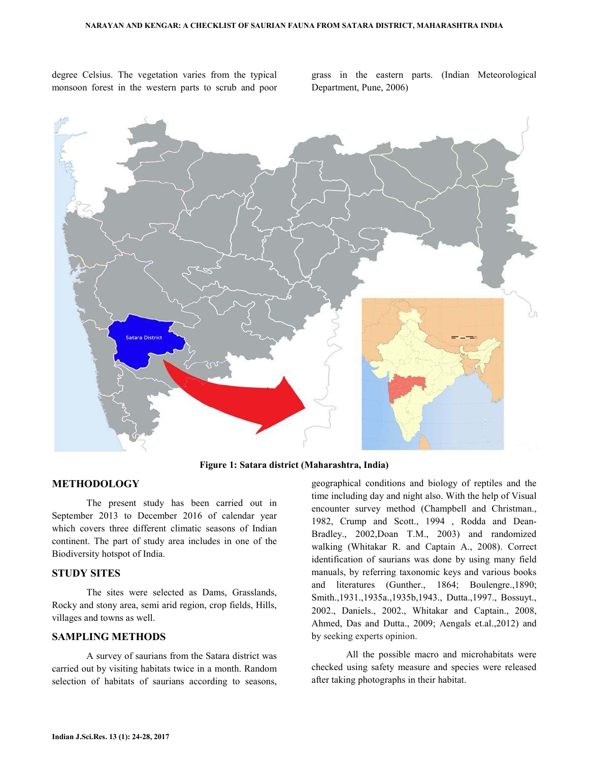degree Celsius. The vegetation varies from the typical monsoon forest in the western parts to scrub and poor grass in the eastern parts. (Indian Meteorological Department, Pune, 2006)

**Figure 1: Satara district (Maharashtra, India)**

## METHODOLOGY

The present study has been carried out in September 2013 to December 2016 of calendar year which covers three different climatic seasons of Indian continent. The part of study area includes in one of the Biodiversity hotspot of India.

## STUDY SITES

The sites were selected as Dams, Grasslands, Rocky and stony area, semi arid region, crop fields, Hills, villages and towns as well.

## SAMPLING METHODS

A survey of saurians from the Satara district was carried out by visiting habitats twice in a month. Random selection of habitats of saurians according to seasons, geographical conditions and biology of reptiles and the time including day and night also. With the help of Visual encounter survey method (Champbell and Christman., 1982, Crump and Scott., 1994 , Rodda and Dean-Bradley., 2002,Doan T.M., 2003) and randomized walking (Whitakar R. and Captain A., 2008). Correct identification of saurians was done by using many field manuals, by referring taxonomic keys and various books and literatures (Gunther., 1864; Boulengre.,1890; Smith.,1931.,1935a.,1935b,1943., Dutta.,1997., Bossuyt., 2002., Daniels., 2002., Whitakar and Captain., 2008, Ahmed, Das and Dutta., 2009; Aengals et.al.,2012) and by seeking experts opinion.

All the possible macro and microhabitats were checked using safety measure and species were released after taking photographs in their habitat.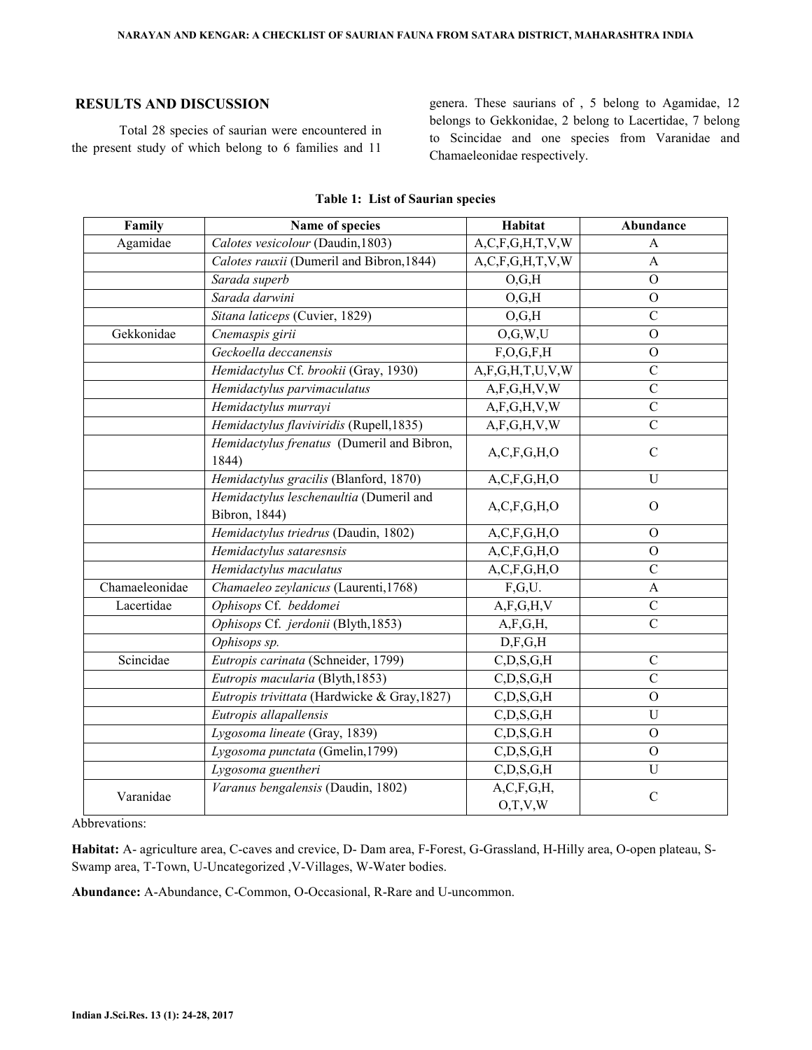## RESULTS AND DISCUSSION

Total 28 species of saurian were encountered in the present study of which belong to 6 families and 11 genera. These saurians of , 5 belong to Agamidae, 12 belongs to Gekkonidae, 2 belong to Lacertidae, 7 belong to Scincidae and one species from Varanidae and Chamaeleonidae respectively.

**Table 1: List of Saurian species**

| Family | Name of species | Habitat | Abundance |
|---|---|---|---|
| Agamidae | *Calotes vesicolour* (Daudin,1803) | A,C,F,G,H,T,V,W | A |
| | *Calotes rauxii* (Dumeril and Bibron,1844) | A,C,F,G,H,T,V,W | A |
| | *Sarada superb* | O,G,H | O |
| | *Sarada darwini* | O,G,H | O |
| | *Sitana laticeps* (Cuvier, 1829) | O,G,H | C |
| Gekkonidae | *Cnemaspis girii* | O,G,W,U | O |
| | *Geckoella deccanensis* | F,O,G,F,H | O |
| | *Hemidactylus* Cf. *brookii* (Gray, 1930) | A,F,G,H,T,U,V,W | C |
| | *Hemidactylus parvimaculatus* | A,F,G,H,V,W | C |
| | *Hemidactylus murrayi* | A,F,G,H,V,W | C |
| | *Hemidactylus flaviviridis* (Rupell,1835) | A,F,G,H,V,W | C |
| | *Hemidactylus frenatus* (Dumeril and Bibron, 1844) | A,C,F,G,H,O | C |
| | *Hemidactylus gracilis* (Blanford, 1870) | A,C,F,G,H,O | U |
| | *Hemidactylus leschenaultia* (Dumeril and Bibron, 1844) | A,C,F,G,H,O | O |
| | *Hemidactylus triedrus* (Daudin, 1802) | A,C,F,G,H,O | O |
| | *Hemidactylus sataresnsis* | A,C,F,G,H,O | O |
| | *Hemidactylus maculatus* | A,C,F,G,H,O | C |
| Chamaeleonidae | *Chamaeleo zeylanicus* (Laurenti,1768) | F,G,U. | A |
| Lacertidae | *Ophisops* Cf. *beddomei* | A,F,G,H,V | C |
| | *Ophisops* Cf. *jerdonii* (Blyth,1853) | A,F,G,H, | C |
| | *Ophisops sp.* | D,F,G,H | |
| Scincidae | *Eutropis carinata* (Schneider, 1799) | C,D,S,G,H | C |
| | *Eutropis macularia* (Blyth,1853) | C,D,S,G,H | C |
| | *Eutropis trivittata* (Hardwicke & Gray,1827) | C,D,S,G,H | O |
| | *Eutropis allapallensis* | C,D,S,G,H | U |
| | *Lygosoma lineate* (Gray, 1839) | C,D,S,G.H | O |
| | *Lygosoma punctata* (Gmelin,1799) | C,D,S,G,H | O |
| | *Lygosoma guentheri* | C,D,S,G,H | U |
| Varanidae | *Varanus bengalensis* (Daudin, 1802) | A,C,F,G,H, O,T,V,W | C |

Abbrevations:

**Habitat:** A- agriculture area, C-caves and crevice, D- Dam area, F-Forest, G-Grassland, H-Hilly area, O-open plateau, S-Swamp area, T-Town, U-Uncategorized ,V-Villages, W-Water bodies.

**Abundance:** A-Abundance, C-Common, O-Occasional, R-Rare and U-uncommon.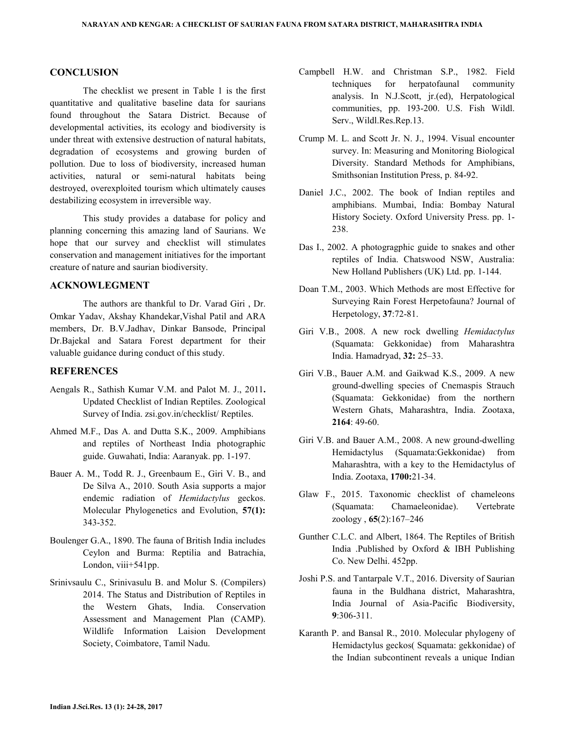## CONCLUSION

The checklist we present in Table 1 is the first quantitative and qualitative baseline data for saurians found throughout the Satara District. Because of developmental activities, its ecology and biodiversity is under threat with extensive destruction of natural habitats, degradation of ecosystems and growing burden of pollution. Due to loss of biodiversity, increased human activities, natural or semi-natural habitats being destroyed, overexploited tourism which ultimately causes destabilizing ecosystem in irreversible way.

This study provides a database for policy and planning concerning this amazing land of Saurians. We hope that our survey and checklist will stimulates conservation and management initiatives for the important creature of nature and saurian biodiversity.

## ACKNOWLEGMENT

The authors are thankful to Dr. Varad Giri , Dr. Omkar Yadav, Akshay Khandekar,Vishal Patil and ARA members, Dr. B.V.Jadhav, Dinkar Bansode, Principal Dr.Bajekal and Satara Forest department for their valuable guidance during conduct of this study.

## REFERENCES

Aengals R., Sathish Kumar V.M. and Palot M. J., 2011**.** Updated Checklist of Indian Reptiles. Zoological Survey of India. zsi.gov.in/checklist/ Reptiles.

Ahmed M.F., Das A. and Dutta S.K., 2009. Amphibians and reptiles of Northeast India photographic guide. Guwahati, India: Aaranyak. pp. 1-197.

Bauer A. M., Todd R. J., Greenbaum E., Giri V. B., and De Silva A., 2010. South Asia supports a major endemic radiation of *Hemidactylus* geckos. Molecular Phylogenetics and Evolution, **57(1):** 343-352.

Boulenger G.A., 1890. The fauna of British India includes Ceylon and Burma: Reptilia and Batrachia, London, viii+541pp.

Srinivsaulu C., Srinivasulu B. and Molur S. (Compilers) 2014. The Status and Distribution of Reptiles in the Western Ghats, India. Conservation Assessment and Management Plan (CAMP). Wildlife Information Laision Development Society, Coimbatore, Tamil Nadu.

Campbell H.W. and Christman S.P., 1982. Field techniques for herpatofaunal community analysis. In N.J.Scott, jr.(ed), Herpatological communities, pp. 193-200. U.S. Fish Wildl. Serv., Wildl.Res.Rep.13.

Crump M. L. and Scott Jr. N. J., 1994. Visual encounter survey. In: Measuring and Monitoring Biological Diversity. Standard Methods for Amphibians, Smithsonian Institution Press, p. 84-92.

Daniel J.C., 2002. The book of Indian reptiles and amphibians. Mumbai, India: Bombay Natural History Society. Oxford University Press. pp. 1-238.

Das I., 2002. A photogragphic guide to snakes and other reptiles of India. Chatswood NSW, Australia: New Holland Publishers (UK) Ltd. pp. 1-144.

Doan T.M., 2003. Which Methods are most Effective for Surveying Rain Forest Herpetofauna? Journal of Herpetology, **37**:72-81.

Giri V.B., 2008. A new rock dwelling *Hemidactylus* (Squamata: Gekkonidae) from Maharashtra India. Hamadryad, **32:** 25–33.

Giri V.B., Bauer A.M. and Gaikwad K.S., 2009. A new ground-dwelling species of Cnemaspis Strauch (Squamata: Gekkonidae) from the northern Western Ghats, Maharashtra, India. Zootaxa, **2164**: 49-60.

Giri V.B. and Bauer A.M., 2008. A new ground-dwelling Hemidactylus (Squamata:Gekkonidae) from Maharashtra, with a key to the Hemidactylus of India. Zootaxa, **1700:**21-34.

Glaw F., 2015. Taxonomic checklist of chameleons (Squamata: Chamaeleonidae). Vertebrate zoology , **65**(2):167–246

Gunther C.L.C. and Albert, 1864. The Reptiles of British India .Published by Oxford & IBH Publishing Co. New Delhi. 452pp.

Joshi P.S. and Tantarpale V.T., 2016. Diversity of Saurian fauna in the Buldhana district, Maharashtra, India Journal of Asia-Pacific Biodiversity, **9**:306-311.

Karanth P. and Bansal R., 2010. Molecular phylogeny of Hemidactylus geckos( Squamata: gekkonidae) of the Indian subcontinent reveals a unique Indian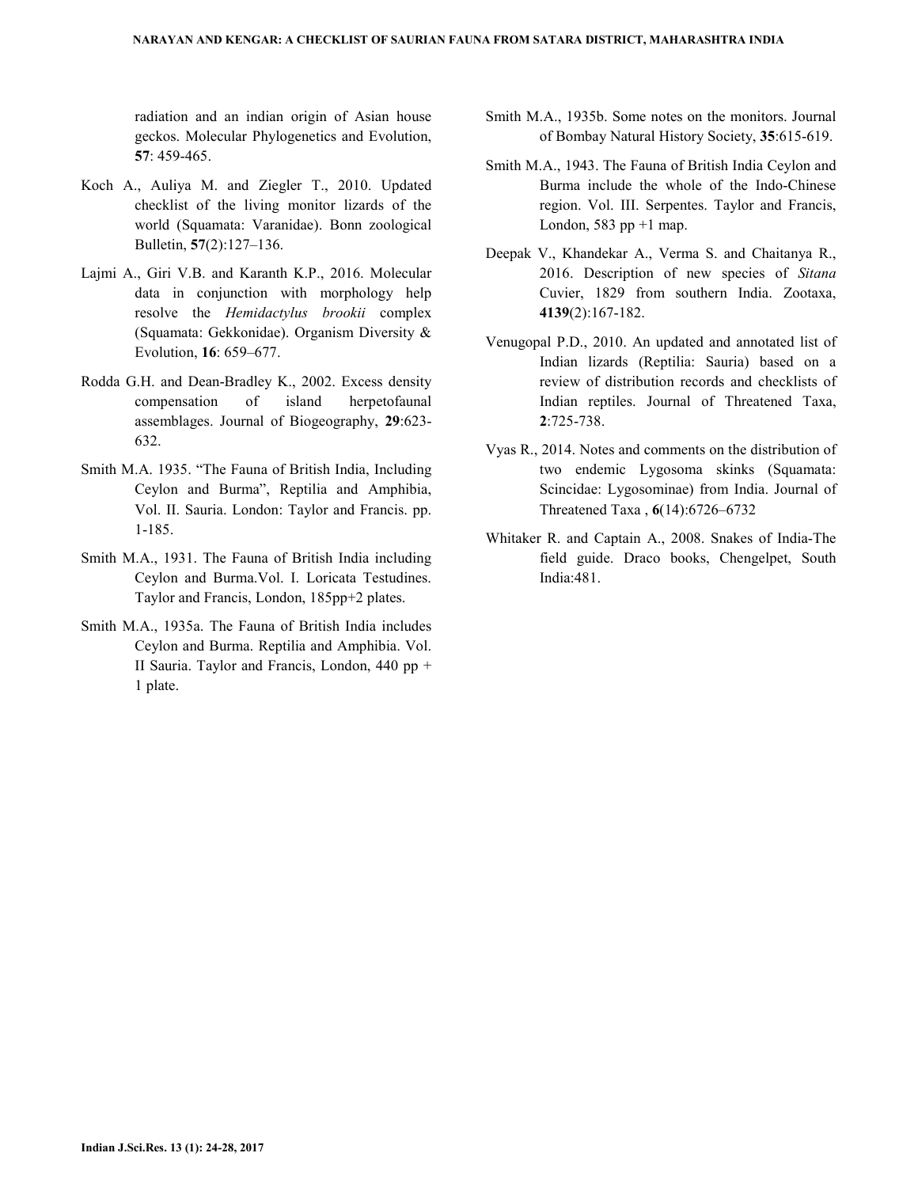radiation and an indian origin of Asian house geckos. Molecular Phylogenetics and Evolution, **57**: 459-465.

Koch A., Auliya M. and Ziegler T., 2010. Updated checklist of the living monitor lizards of the world (Squamata: Varanidae). Bonn zoological Bulletin, **57**(2):127–136.

Lajmi A., Giri V.B. and Karanth K.P., 2016. Molecular data in conjunction with morphology help resolve the *Hemidactylus brookii* complex (Squamata: Gekkonidae). Organism Diversity & Evolution, **16**: 659–677.

Rodda G.H. and Dean-Bradley K., 2002. Excess density compensation of island herpetofaunal assemblages. Journal of Biogeography, **29**:623-632.

Smith M.A. 1935. "The Fauna of British India, Including Ceylon and Burma", Reptilia and Amphibia, Vol. II. Sauria. London: Taylor and Francis. pp. 1-185.

Smith M.A., 1931. The Fauna of British India including Ceylon and Burma.Vol. I. Loricata Testudines. Taylor and Francis, London, 185pp+2 plates.

Smith M.A., 1935a. The Fauna of British India includes Ceylon and Burma. Reptilia and Amphibia. Vol. II Sauria. Taylor and Francis, London, 440 pp + 1 plate.

Smith M.A., 1935b. Some notes on the monitors. Journal of Bombay Natural History Society, **35**:615-619.

Smith M.A., 1943. The Fauna of British India Ceylon and Burma include the whole of the Indo-Chinese region. Vol. III. Serpentes. Taylor and Francis, London, 583 pp +1 map.

Deepak V., Khandekar A., Verma S. and Chaitanya R., 2016. Description of new species of *Sitana* Cuvier, 1829 from southern India. Zootaxa, **4139**(2):167-182.

Venugopal P.D., 2010. An updated and annotated list of Indian lizards (Reptilia: Sauria) based on a review of distribution records and checklists of Indian reptiles. Journal of Threatened Taxa, **2**:725-738.

Vyas R., 2014. Notes and comments on the distribution of two endemic Lygosoma skinks (Squamata: Scincidae: Lygosominae) from India. Journal of Threatened Taxa , **6**(14):6726–6732

Whitaker R. and Captain A., 2008. Snakes of India-The field guide. Draco books, Chengelpet, South India:481.